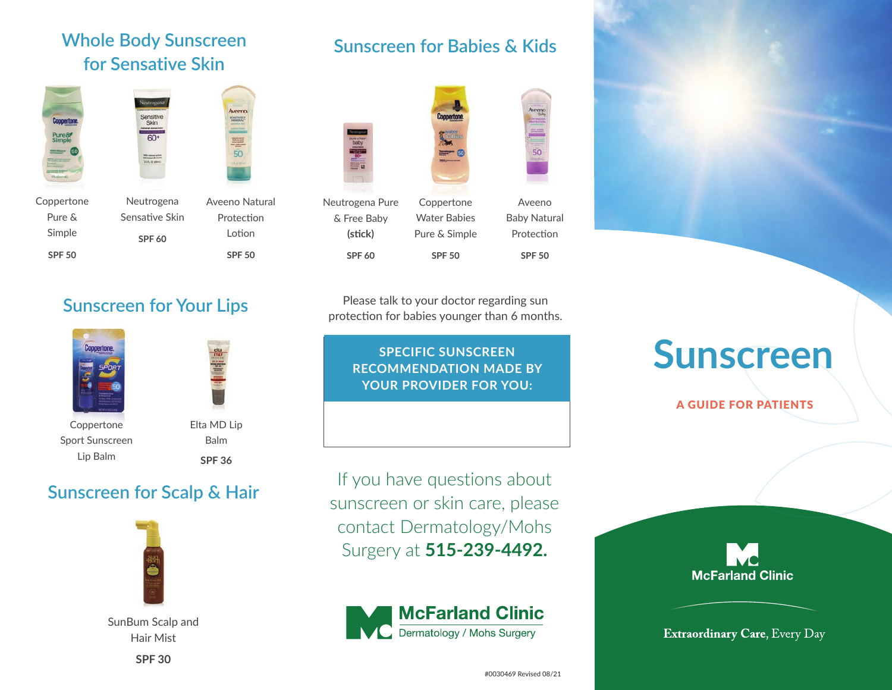## Whole Body Sunscreen for Sensative Skin

- Coppertone Pure & Simple — **SPF 50**
- Neutrogena Sensative Skin — **SPF 60**
- Aveeno Natural Protection Lotion — **SPF 50**

## Sunscreen for Your Lips

- Coppertone Sport Sunscreen Lip Balm
- Elta MD Lip Balm — **SPF 36**

## Sunscreen for Scalp & Hair

- SunBum Scalp and Hair Mist — **SPF 30**

## Sunscreen for Babies & Kids

- Neutrogena Pure & Free Baby **(stick)** — **SPF 60**
- Coppertone Water Babies Pure & Simple — **SPF 50**
- Aveeno Baby Natural Protection — **SPF 50**

Please talk to your doctor regarding sun protection for babies younger than 6 months.

**SPECIFIC SUNSCREEN RECOMMENDATION MADE BY YOUR PROVIDER FOR YOU:**

If you have questions about sunscreen or skin care, please contact Dermatology/Mohs Surgery at **515-239-4492.**

McFarland Clinic
Dermatology / Mohs Surgery

#0030469 Revised 08/21

# Sunscreen

**A GUIDE FOR PATIENTS**

McFarland Clinic

**Extraordinary Care,** Every Day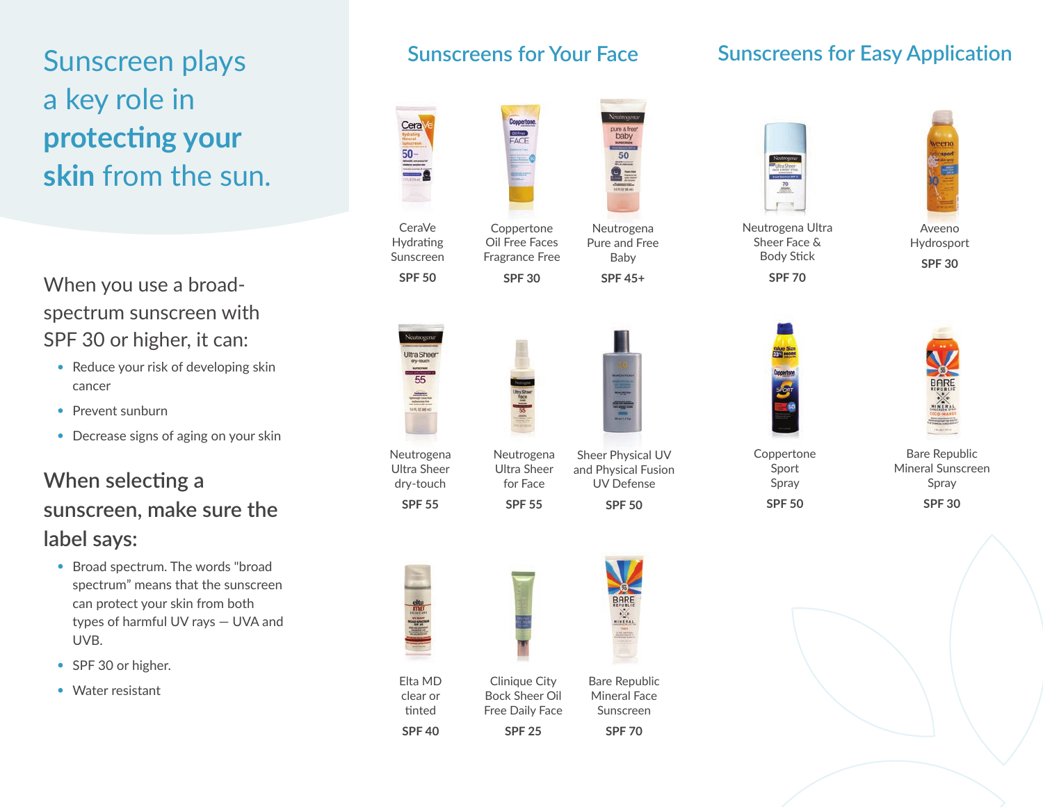# Sunscreen plays a key role in **protecting your skin** from the sun.

When you use a broad-spectrum sunscreen with SPF 30 or higher, it can:

- Reduce your risk of developing skin cancer
- Prevent sunburn
- Decrease signs of aging on your skin

## When selecting a sunscreen, make sure the label says:

- Broad spectrum. The words "broad spectrum" means that the sunscreen can protect your skin from both types of harmful UV rays — UVA and UVB.
- SPF 30 or higher.
- Water resistant

## Sunscreens for Your Face

CeraVe Hydrating Sunscreen
**SPF 50**

Coppertone Oil Free Faces Fragrance Free
**SPF 30**

Neutrogena Pure and Free Baby
**SPF 45+**

Neutrogena Ultra Sheer dry-touch
**SPF 55**

Neutrogena Ultra Sheer for Face
**SPF 55**

Sheer Physical UV and Physical Fusion UV Defense
**SPF 50**

Elta MD clear or tinted
**SPF 40**

Clinique City Bock Sheer Oil Free Daily Face
**SPF 25**

Bare Republic Mineral Face Sunscreen
**SPF 70**

## Sunscreens for Easy Application

Neutrogena Ultra Sheer Face & Body Stick
**SPF 70**

Aveeno Hydrosport
**SPF 30**

Coppertone Sport Spray
**SPF 50**

Bare Republic Mineral Sunscreen Spray
**SPF 30**